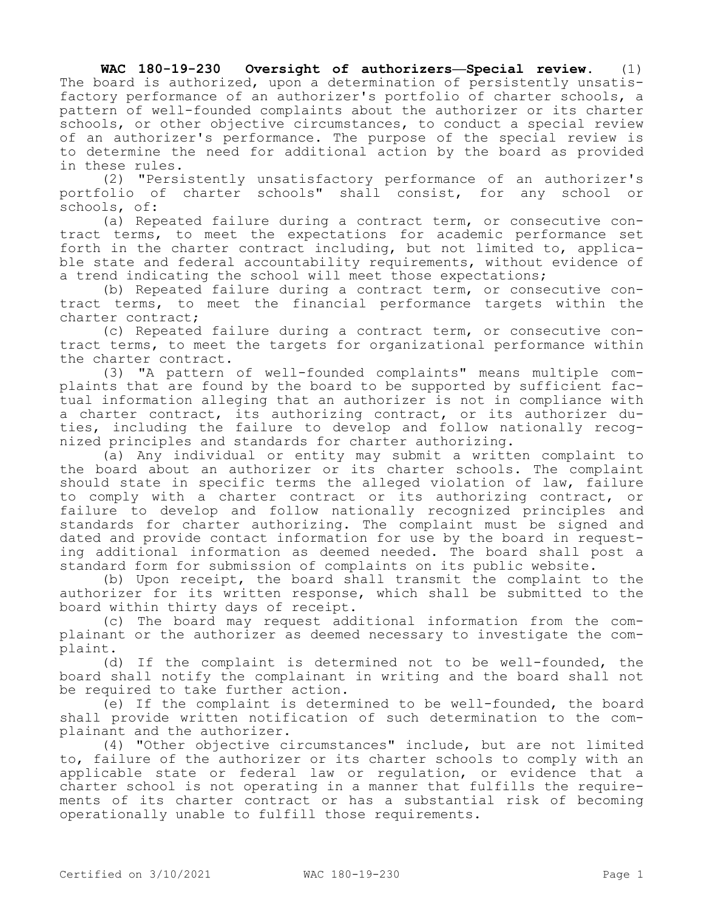**WAC 180-19-230 Oversight of authorizers—Special review.** (1) The board is authorized, upon a determination of persistently unsatisfactory performance of an authorizer's portfolio of charter schools, a pattern of well-founded complaints about the authorizer or its charter schools, or other objective circumstances, to conduct a special review of an authorizer's performance. The purpose of the special review is to determine the need for additional action by the board as provided in these rules.

(2) "Persistently unsatisfactory performance of an authorizer's portfolio of charter schools" shall consist, for any school or schools, of:

(a) Repeated failure during a contract term, or consecutive contract terms, to meet the expectations for academic performance set forth in the charter contract including, but not limited to, applicable state and federal accountability requirements, without evidence of a trend indicating the school will meet those expectations;

(b) Repeated failure during a contract term, or consecutive contract terms, to meet the financial performance targets within the charter contract;

(c) Repeated failure during a contract term, or consecutive contract terms, to meet the targets for organizational performance within the charter contract.

(3) "A pattern of well-founded complaints" means multiple complaints that are found by the board to be supported by sufficient factual information alleging that an authorizer is not in compliance with a charter contract, its authorizing contract, or its authorizer duties, including the failure to develop and follow nationally recognized principles and standards for charter authorizing.

(a) Any individual or entity may submit a written complaint to the board about an authorizer or its charter schools. The complaint should state in specific terms the alleged violation of law, failure to comply with a charter contract or its authorizing contract, or failure to develop and follow nationally recognized principles and standards for charter authorizing. The complaint must be signed and dated and provide contact information for use by the board in requesting additional information as deemed needed. The board shall post a standard form for submission of complaints on its public website.

(b) Upon receipt, the board shall transmit the complaint to the authorizer for its written response, which shall be submitted to the board within thirty days of receipt.

(c) The board may request additional information from the complainant or the authorizer as deemed necessary to investigate the complaint.

(d) If the complaint is determined not to be well-founded, the board shall notify the complainant in writing and the board shall not be required to take further action.

(e) If the complaint is determined to be well-founded, the board shall provide written notification of such determination to the complainant and the authorizer.

(4) "Other objective circumstances" include, but are not limited to, failure of the authorizer or its charter schools to comply with an applicable state or federal law or regulation, or evidence that a charter school is not operating in a manner that fulfills the requirements of its charter contract or has a substantial risk of becoming operationally unable to fulfill those requirements.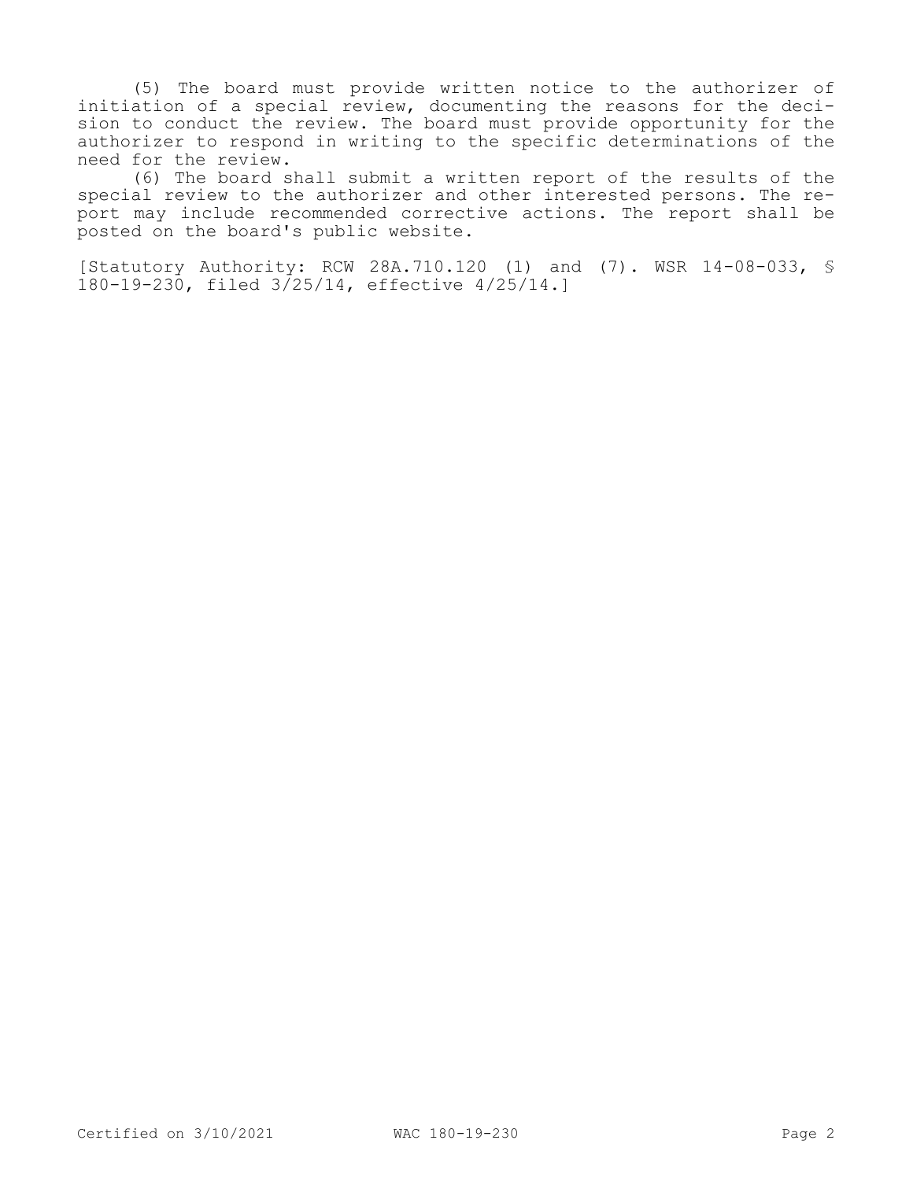(5) The board must provide written notice to the authorizer of initiation of a special review, documenting the reasons for the decision to conduct the review. The board must provide opportunity for the authorizer to respond in writing to the specific determinations of the need for the review.

(6) The board shall submit a written report of the results of the special review to the authorizer and other interested persons. The report may include recommended corrective actions. The report shall be posted on the board's public website.

[Statutory Authority: RCW 28A.710.120 (1) and (7). WSR 14-08-033, § 180-19-230, filed 3/25/14, effective 4/25/14.]